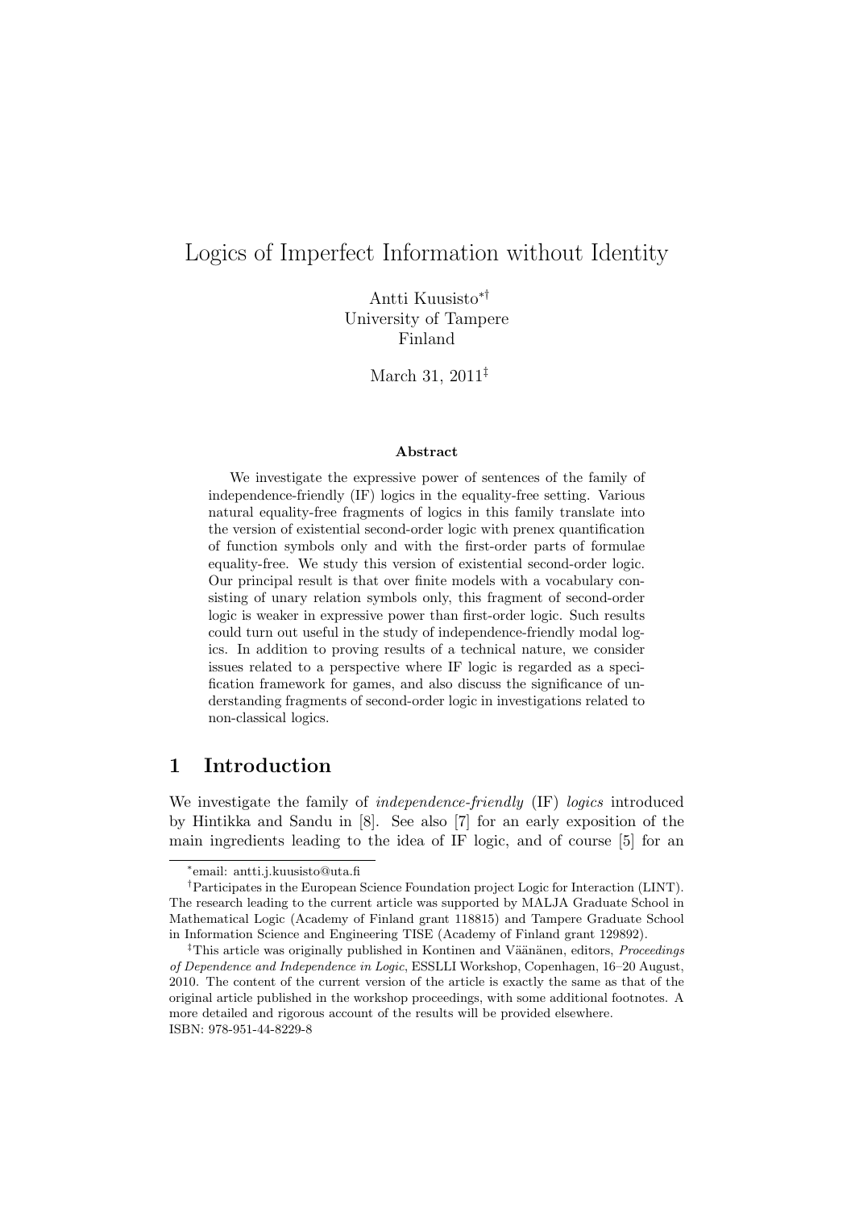# Logics of Imperfect Information without Identity

Antti Kuusisto*†
University of Tampere
Finland

March 31, 2011‡

### Abstract

We investigate the expressive power of sentences of the family of independence-friendly (IF) logics in the equality-free setting. Various natural equality-free fragments of logics in this family translate into the version of existential second-order logic with prenex quantification of function symbols only and with the first-order parts of formulae equality-free. We study this version of existential second-order logic. Our principal result is that over finite models with a vocabulary consisting of unary relation symbols only, this fragment of second-order logic is weaker in expressive power than first-order logic. Such results could turn out useful in the study of independence-friendly modal logics. In addition to proving results of a technical nature, we consider issues related to a perspective where IF logic is regarded as a specification framework for games, and also discuss the significance of understanding fragments of second-order logic in investigations related to non-classical logics.

## 1 Introduction

We investigate the family of *independence-friendly* (IF) *logics* introduced by Hintikka and Sandu in [8]. See also [7] for an early exposition of the main ingredients leading to the idea of IF logic, and of course [5] for an

---

*email: antti.j.kuusisto@uta.fi

†Participates in the European Science Foundation project Logic for Interaction (LINT). The research leading to the current article was supported by MALJA Graduate School in Mathematical Logic (Academy of Finland grant 118815) and Tampere Graduate School in Information Science and Engineering TISE (Academy of Finland grant 129892).

‡This article was originally published in Kontinen and Väänänen, editors, *Proceedings of Dependence and Independence in Logic*, ESSLLI Workshop, Copenhagen, 16–20 August, 2010. The content of the current version of the article is exactly the same as that of the original article published in the workshop proceedings, with some additional footnotes. A more detailed and rigorous account of the results will be provided elsewhere.
ISBN: 978-951-44-8229-8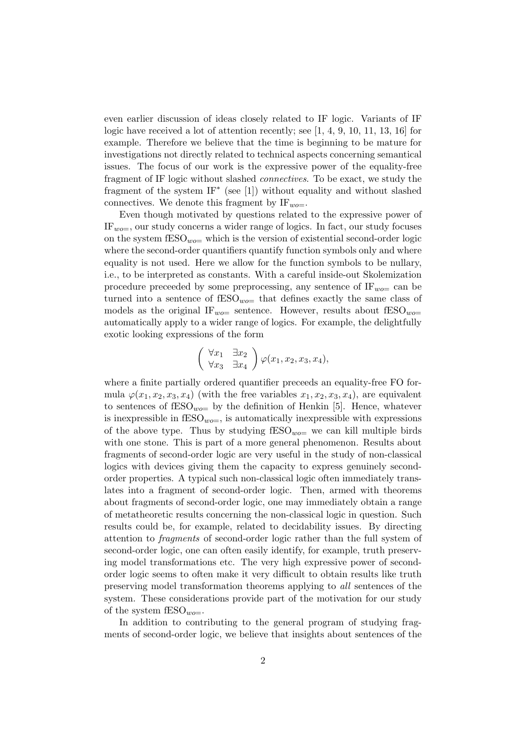even earlier discussion of ideas closely related to IF logic. Variants of IF logic have received a lot of attention recently; see [1, 4, 9, 10, 11, 13, 16] for example. Therefore we believe that the time is beginning to be mature for investigations not directly related to technical aspects concerning semantical issues. The focus of our work is the expressive power of the equality-free fragment of IF logic without slashed *connectives*. To be exact, we study the fragment of the system $\mathrm{IF}^*$ (see [1]) without equality and without slashed connectives. We denote this fragment by $\mathrm{IF}_{wo=}$.

Even though motivated by questions related to the expressive power of $\mathrm{IF}_{wo=}$, our study concerns a wider range of logics. In fact, our study focuses on the system $\mathrm{fESO}_{wo=}$ which is the version of existential second-order logic where the second-order quantifiers quantify function symbols only and where equality is not used. Here we allow for the function symbols to be nullary, i.e., to be interpreted as constants. With a careful inside-out Skolemization procedure preceeded by some preprocessing, any sentence of $\mathrm{IF}_{wo=}$ can be turned into a sentence of $\mathrm{fESO}_{wo=}$ that defines exactly the same class of models as the original $\mathrm{IF}_{wo=}$ sentence. However, results about $\mathrm{fESO}_{wo=}$ automatically apply to a wider range of logics. For example, the delightfully exotic looking expressions of the form

$$\left( \begin{array}{cc} \forall x_1 & \exists x_2 \\ \forall x_3 & \exists x_4 \end{array} \right) \varphi(x_1, x_2, x_3, x_4),$$

where a finite partially ordered quantifier preceeds an equality-free FO formula $\varphi(x_1, x_2, x_3, x_4)$ (with the free variables $x_1, x_2, x_3, x_4$), are equivalent to sentences of $\mathrm{fESO}_{wo=}$ by the definition of Henkin [5]. Hence, whatever is inexpressible in $\mathrm{fESO}_{wo=}$, is automatically inexpressible with expressions of the above type. Thus by studying $\mathrm{fESO}_{wo=}$ we can kill multiple birds with one stone. This is part of a more general phenomenon. Results about fragments of second-order logic are very useful in the study of non-classical logics with devices giving them the capacity to express genuinely second-order properties. A typical such non-classical logic often immediately translates into a fragment of second-order logic. Then, armed with theorems about fragments of second-order logic, one may immediately obtain a range of metatheoretic results concerning the non-classical logic in question. Such results could be, for example, related to decidability issues. By directing attention to *fragments* of second-order logic rather than the full system of second-order logic, one can often easily identify, for example, truth preserving model transformations etc. The very high expressive power of second-order logic seems to often make it very difficult to obtain results like truth preserving model transformation theorems applying to *all* sentences of the system. These considerations provide part of the motivation for our study of the system $\mathrm{fESO}_{wo=}$.

In addition to contributing to the general program of studying fragments of second-order logic, we believe that insights about sentences of the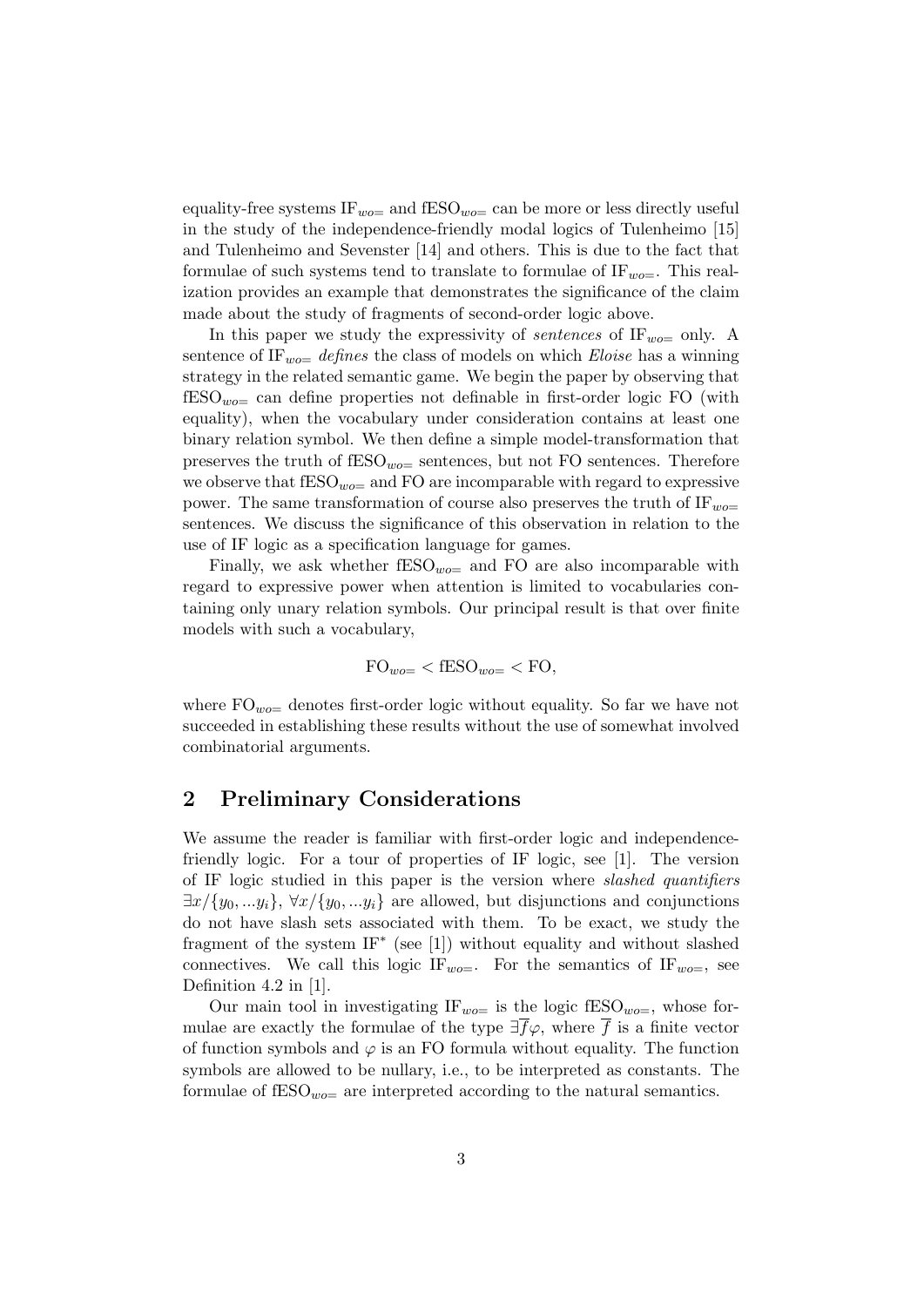equality-free systems $\mathrm{IF}_{wo=}$ and $\mathrm{fESO}_{wo=}$ can be more or less directly useful in the study of the independence-friendly modal logics of Tulenheimo [15] and Tulenheimo and Sevenster [14] and others. This is due to the fact that formulae of such systems tend to translate to formulae of $\mathrm{IF}_{wo=}$. This realization provides an example that demonstrates the significance of the claim made about the study of fragments of second-order logic above.

In this paper we study the expressivity of *sentences* of $\mathrm{IF}_{wo=}$ only. A sentence of $\mathrm{IF}_{wo=}$ *defines* the class of models on which *Eloise* has a winning strategy in the related semantic game. We begin the paper by observing that $\mathrm{fESO}_{wo=}$ can define properties not definable in first-order logic FO (with equality), when the vocabulary under consideration contains at least one binary relation symbol. We then define a simple model-transformation that preserves the truth of $\mathrm{fESO}_{wo=}$ sentences, but not FO sentences. Therefore we observe that $\mathrm{fESO}_{wo=}$ and FO are incomparable with regard to expressive power. The same transformation of course also preserves the truth of $\mathrm{IF}_{wo=}$ sentences. We discuss the significance of this observation in relation to the use of IF logic as a specification language for games.

Finally, we ask whether $\mathrm{fESO}_{wo=}$ and FO are also incomparable with regard to expressive power when attention is limited to vocabularies containing only unary relation symbols. Our principal result is that over finite models with such a vocabulary,

$$\mathrm{FO}_{wo=} < \mathrm{fESO}_{wo=} < \mathrm{FO},$$

where $\mathrm{FO}_{wo=}$ denotes first-order logic without equality. So far we have not succeeded in establishing these results without the use of somewhat involved combinatorial arguments.

## 2 Preliminary Considerations

We assume the reader is familiar with first-order logic and independence-friendly logic. For a tour of properties of IF logic, see [1]. The version of IF logic studied in this paper is the version where *slashed quantifiers* $\exists x/\{y_0, ...y_i\}$, $\forall x/\{y_0, ...y_i\}$ are allowed, but disjunctions and conjunctions do not have slash sets associated with them. To be exact, we study the fragment of the system $\mathrm{IF}^*$ (see [1]) without equality and without slashed connectives. We call this logic $\mathrm{IF}_{wo=}$. For the semantics of $\mathrm{IF}_{wo=}$, see Definition 4.2 in [1].

Our main tool in investigating $\mathrm{IF}_{wo=}$ is the logic $\mathrm{fESO}_{wo=}$, whose formulae are exactly the formulae of the type $\exists \overline{f} \varphi$, where $\overline{f}$ is a finite vector of function symbols and $\varphi$ is an FO formula without equality. The function symbols are allowed to be nullary, i.e., to be interpreted as constants. The formulae of $\mathrm{fESO}_{wo=}$ are interpreted according to the natural semantics.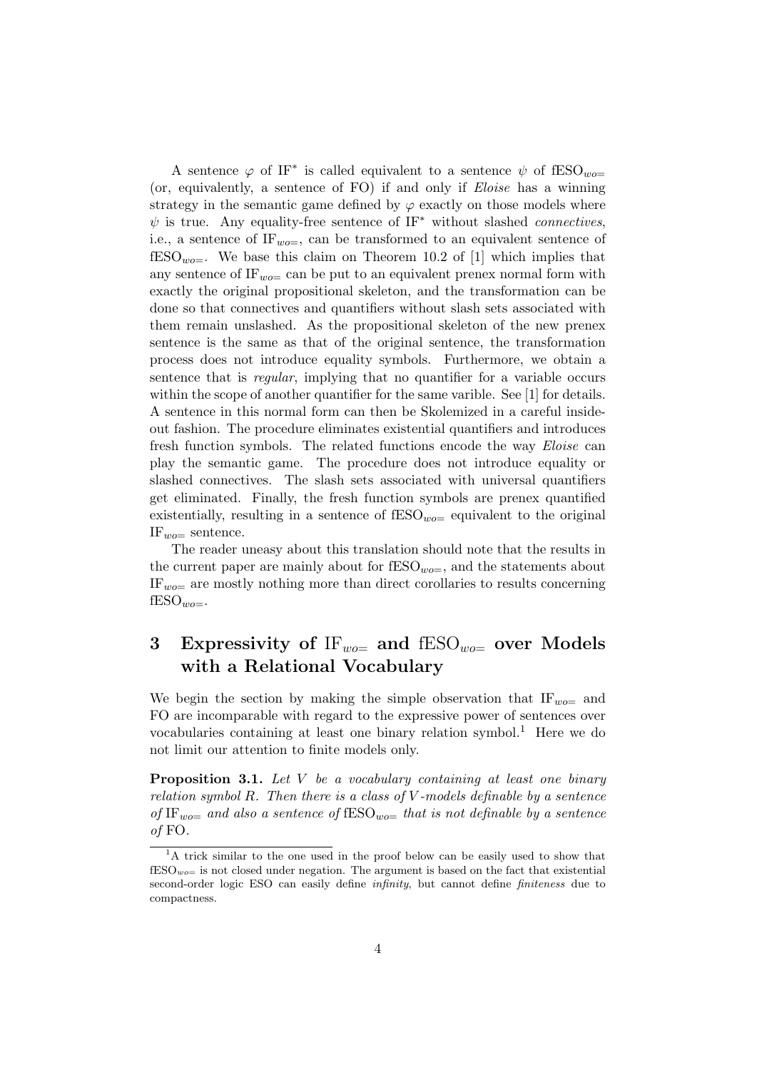A sentence $\varphi$ of $\mathrm{IF}^*$ is called equivalent to a sentence $\psi$ of $\mathrm{fESO}_{wo=}$ (or, equivalently, a sentence of FO) if and only if *Eloise* has a winning strategy in the semantic game defined by $\varphi$ exactly on those models where $\psi$ is true. Any equality-free sentence of $\mathrm{IF}^*$ without slashed *connectives*, i.e., a sentence of $\mathrm{IF}_{wo=}$, can be transformed to an equivalent sentence of $\mathrm{fESO}_{wo=}$. We base this claim on Theorem 10.2 of [1] which implies that any sentence of $\mathrm{IF}_{wo=}$ can be put to an equivalent prenex normal form with exactly the original propositional skeleton, and the transformation can be done so that connectives and quantifiers without slash sets associated with them remain unslashed. As the propositional skeleton of the new prenex sentence is the same as that of the original sentence, the transformation process does not introduce equality symbols. Furthermore, we obtain a sentence that is *regular*, implying that no quantifier for a variable occurs within the scope of another quantifier for the same varible. See [1] for details. A sentence in this normal form can then be Skolemized in a careful inside-out fashion. The procedure eliminates existential quantifiers and introduces fresh function symbols. The related functions encode the way *Eloise* can play the semantic game. The procedure does not introduce equality or slashed connectives. The slash sets associated with universal quantifiers get eliminated. Finally, the fresh function symbols are prenex quantified existentially, resulting in a sentence of $\mathrm{fESO}_{wo=}$ equivalent to the original $\mathrm{IF}_{wo=}$ sentence.

The reader uneasy about this translation should note that the results in the current paper are mainly about for $\mathrm{fESO}_{wo=}$, and the statements about $\mathrm{IF}_{wo=}$ are mostly nothing more than direct corollaries to results concerning $\mathrm{fESO}_{wo=}$.

## 3 Expressivity of $\mathrm{IF}_{wo=}$ and $\mathrm{fESO}_{wo=}$ over Models with a Relational Vocabulary

We begin the section by making the simple observation that $\mathrm{IF}_{wo=}$ and FO are incomparable with regard to the expressive power of sentences over vocabularies containing at least one binary relation symbol.[1] Here we do not limit our attention to finite models only.

**Proposition 3.1.** *Let $V$ be a vocabulary containing at least one binary relation symbol $R$. Then there is a class of $V$-models definable by a sentence of $\mathrm{IF}_{wo=}$ and also a sentence of $\mathrm{fESO}_{wo=}$ that is not definable by a sentence of* FO.

[1] A trick similar to the one used in the proof below can be easily used to show that $\mathrm{fESO}_{wo=}$ is not closed under negation. The argument is based on the fact that existential second-order logic ESO can easily define *infinity*, but cannot define *finiteness* due to compactness.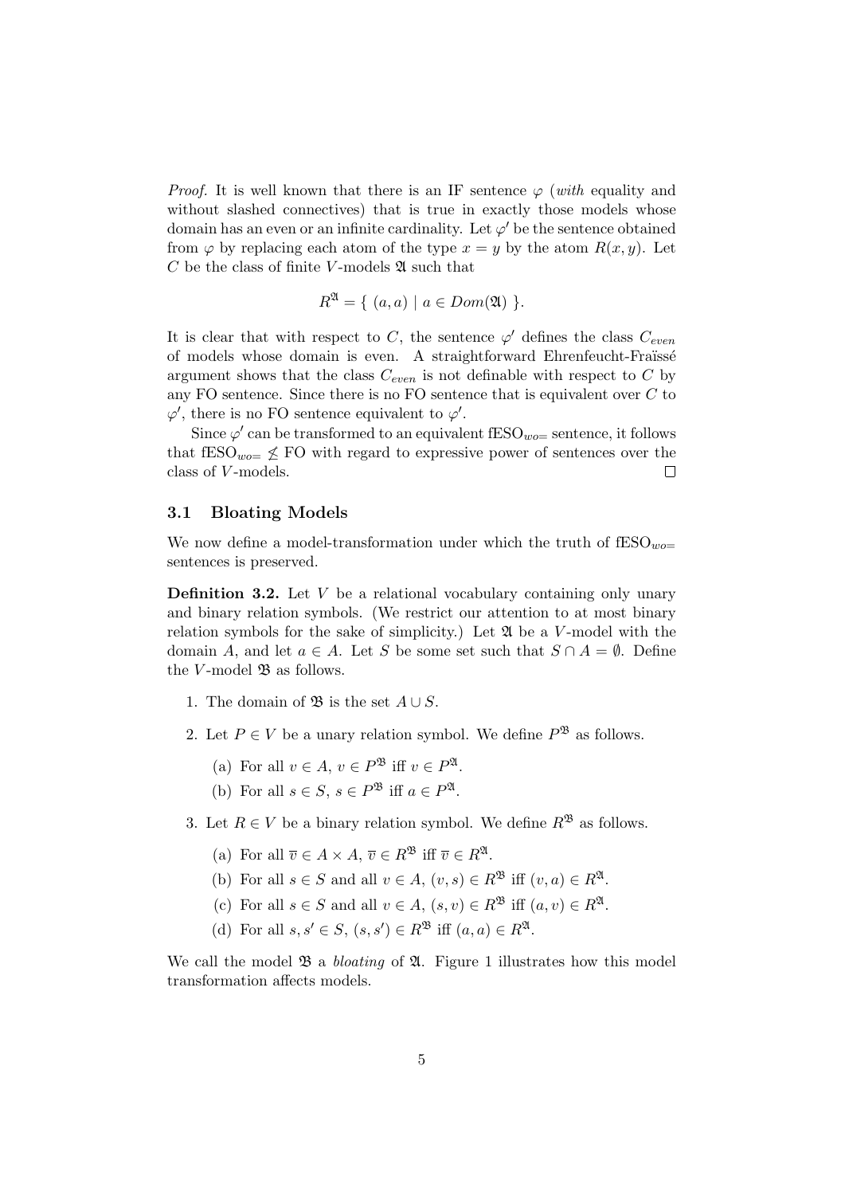*Proof.* It is well known that there is an IF sentence $\varphi$ (*with* equality and without slashed connectives) that is true in exactly those models whose domain has an even or an infinite cardinality. Let $\varphi'$ be the sentence obtained from $\varphi$ by replacing each atom of the type $x = y$ by the atom $R(x, y)$. Let $C$ be the class of finite $V$-models $\mathfrak{A}$ such that

$$R^{\mathfrak{A}} = \{ \ (a, a) \mid a \in Dom(\mathfrak{A}) \ \}.$$

It is clear that with respect to $C$, the sentence $\varphi'$ defines the class $C_{even}$ of models whose domain is even. A straightforward Ehrenfeucht-Fraïssé argument shows that the class $C_{even}$ is not definable with respect to $C$ by any FO sentence. Since there is no FO sentence that is equivalent over $C$ to $\varphi'$, there is no FO sentence equivalent to $\varphi'$.

Since $\varphi'$ can be transformed to an equivalent fESO$_{wo=}$ sentence, it follows that fESO$_{wo=} \not\leq$ FO with regard to expressive power of sentences over the class of $V$-models. $\square$

## 3.1 Bloating Models

We now define a model-transformation under which the truth of fESO$_{wo=}$ sentences is preserved.

**Definition 3.2.** Let $V$ be a relational vocabulary containing only unary and binary relation symbols. (We restrict our attention to at most binary relation symbols for the sake of simplicity.) Let $\mathfrak{A}$ be a $V$-model with the domain $A$, and let $a \in A$. Let $S$ be some set such that $S \cap A = \emptyset$. Define the $V$-model $\mathfrak{B}$ as follows.

1. The domain of $\mathfrak{B}$ is the set $A \cup S$.
2. Let $P \in V$ be a unary relation symbol. We define $P^{\mathfrak{B}}$ as follows.
   (a) For all $v \in A$, $v \in P^{\mathfrak{B}}$ iff $v \in P^{\mathfrak{A}}$.
   (b) For all $s \in S$, $s \in P^{\mathfrak{B}}$ iff $a \in P^{\mathfrak{A}}$.
3. Let $R \in V$ be a binary relation symbol. We define $R^{\mathfrak{B}}$ as follows.
   (a) For all $\overline{v} \in A \times A$, $\overline{v} \in R^{\mathfrak{B}}$ iff $\overline{v} \in R^{\mathfrak{A}}$.
   (b) For all $s \in S$ and all $v \in A$, $(v, s) \in R^{\mathfrak{B}}$ iff $(v, a) \in R^{\mathfrak{A}}$.
   (c) For all $s \in S$ and all $v \in A$, $(s, v) \in R^{\mathfrak{B}}$ iff $(a, v) \in R^{\mathfrak{A}}$.
   (d) For all $s, s' \in S$, $(s, s') \in R^{\mathfrak{B}}$ iff $(a, a) \in R^{\mathfrak{A}}$.

We call the model $\mathfrak{B}$ a *bloating* of $\mathfrak{A}$. Figure 1 illustrates how this model transformation affects models.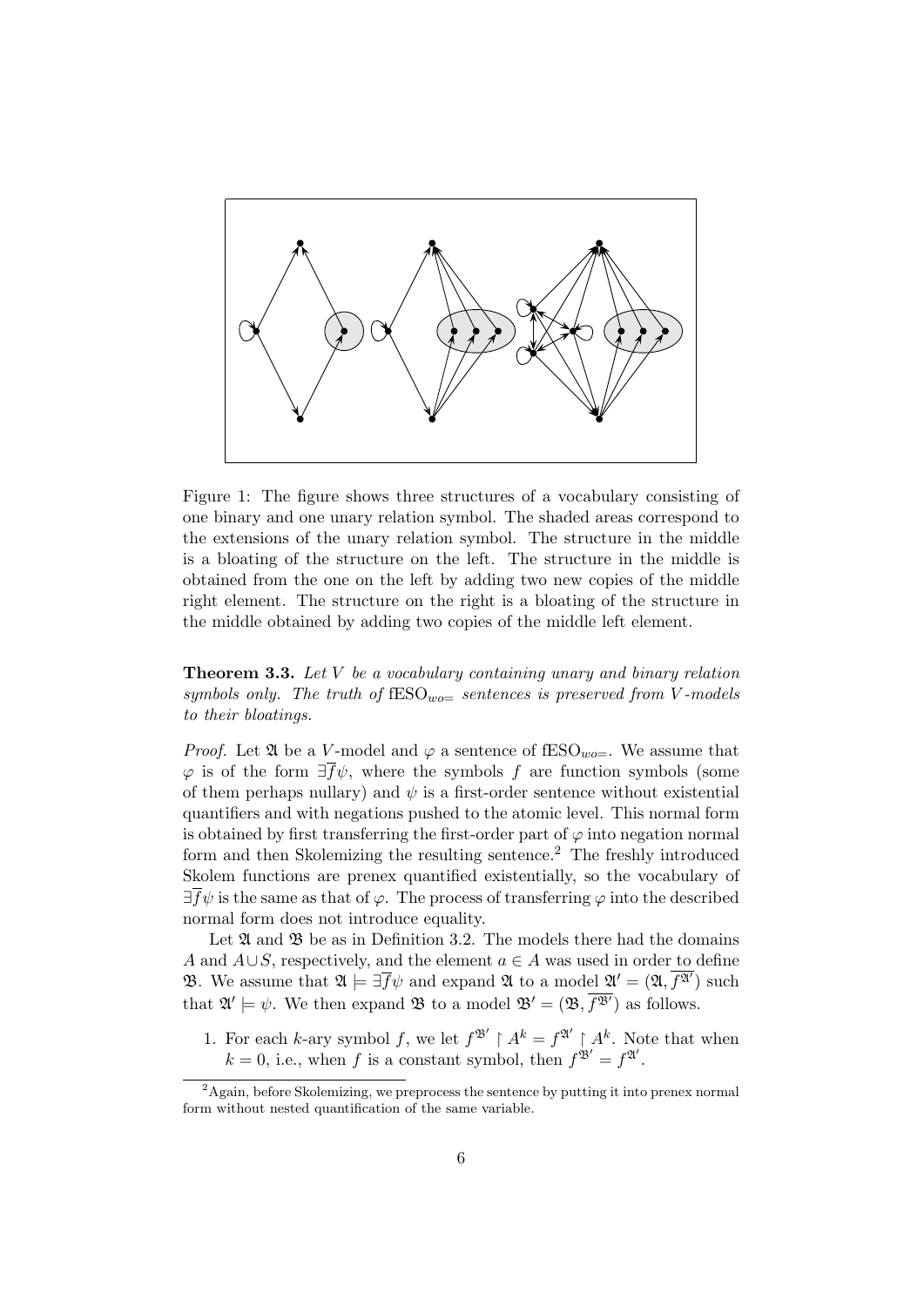Figure 1: The figure shows three structures of a vocabulary consisting of one binary and one unary relation symbol. The shaded areas correspond to the extensions of the unary relation symbol. The structure in the middle is a bloating of the structure on the left. The structure in the middle is obtained from the one on the left by adding two new copies of the middle right element. The structure on the right is a bloating of the structure in the middle obtained by adding two copies of the middle left element.

**Theorem 3.3.** *Let $V$ be a vocabulary containing unary and binary relation symbols only. The truth of* $\mathrm{fESO}_{wo=}$ *sentences is preserved from $V$-models to their bloatings.*

*Proof.* Let $\mathfrak{A}$ be a $V$-model and $\varphi$ a sentence of $\mathrm{fESO}_{wo=}$. We assume that $\varphi$ is of the form $\exists \overline{f} \psi$, where the symbols $f$ are function symbols (some of them perhaps nullary) and $\psi$ is a first-order sentence without existential quantifiers and with negations pushed to the atomic level. This normal form is obtained by first transferring the first-order part of $\varphi$ into negation normal form and then Skolemizing the resulting sentence.[2] The freshly introduced Skolem functions are prenex quantified existentially, so the vocabulary of $\exists \overline{f} \psi$ is the same as that of $\varphi$. The process of transferring $\varphi$ into the described normal form does not introduce equality.

Let $\mathfrak{A}$ and $\mathfrak{B}$ be as in Definition 3.2. The models there had the domains $A$ and $A \cup S$, respectively, and the element $a \in A$ was used in order to define $\mathfrak{B}$. We assume that $\mathfrak{A} \models \exists \overline{f} \psi$ and expand $\mathfrak{A}$ to a model $\mathfrak{A}' = (\mathfrak{A}, \overline{f^{\mathfrak{A}'}})$ such that $\mathfrak{A}' \models \psi$. We then expand $\mathfrak{B}$ to a model $\mathfrak{B}' = (\mathfrak{B}, \overline{f^{\mathfrak{B}'}})$ as follows.

1. For each $k$-ary symbol $f$, we let $f^{\mathfrak{B}'} \upharpoonright A^k = f^{\mathfrak{A}'} \upharpoonright A^k$. Note that when $k = 0$, i.e., when $f$ is a constant symbol, then $f^{\mathfrak{B}'} = f^{\mathfrak{A}'}$.

[2] Again, before Skolemizing, we preprocess the sentence by putting it into prenex normal form without nested quantification of the same variable.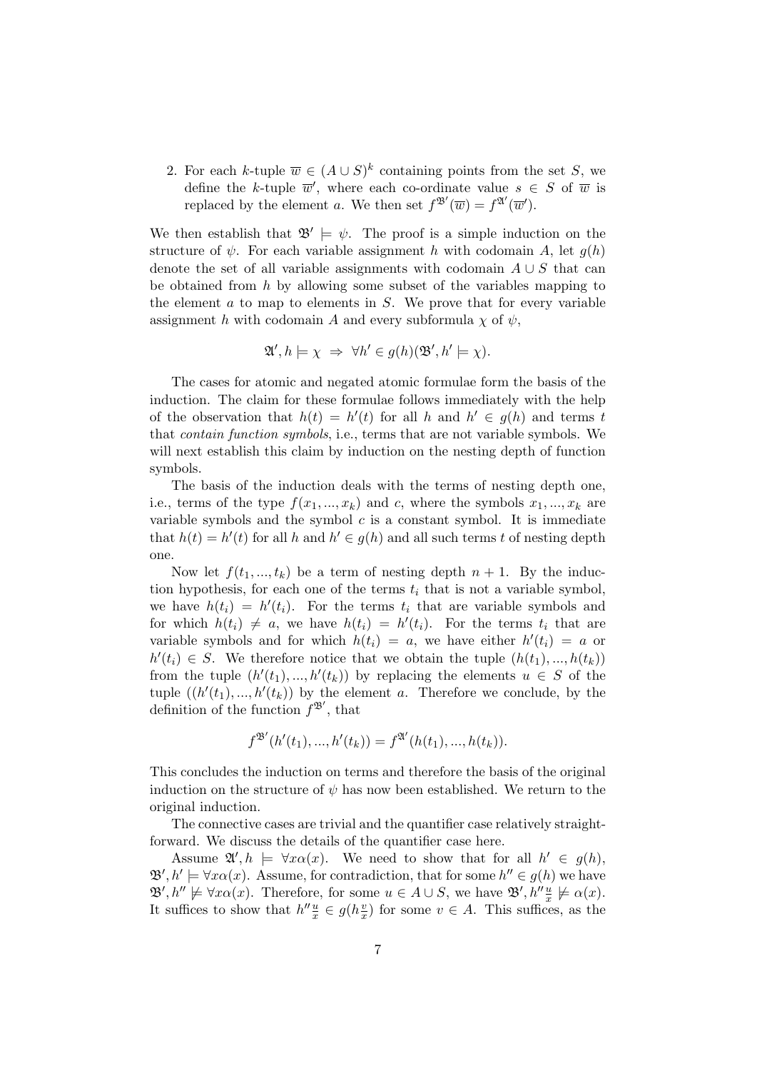2. For each $k$-tuple $\overline{w} \in (A \cup S)^k$ containing points from the set $S$, we define the $k$-tuple $\overline{w}'$, where each co-ordinate value $s \in S$ of $\overline{w}$ is replaced by the element $a$. We then set $f^{\mathfrak{B}'}(\overline{w}) = f^{\mathfrak{A}'}(\overline{w}')$.

We then establish that $\mathfrak{B}' \models \psi$. The proof is a simple induction on the structure of $\psi$. For each variable assignment $h$ with codomain $A$, let $g(h)$ denote the set of all variable assignments with codomain $A \cup S$ that can be obtained from $h$ by allowing some subset of the variables mapping to the element $a$ to map to elements in $S$. We prove that for every variable assignment $h$ with codomain $A$ and every subformula $\chi$ of $\psi$,

$$\mathfrak{A}', h \models \chi \;\Rightarrow\; \forall h' \in g(h)(\mathfrak{B}', h' \models \chi).$$

The cases for atomic and negated atomic formulae form the basis of the induction. The claim for these formulae follows immediately with the help of the observation that $h(t) = h'(t)$ for all $h$ and $h' \in g(h)$ and terms $t$ that *contain function symbols*, i.e., terms that are not variable symbols. We will next establish this claim by induction on the nesting depth of function symbols.

The basis of the induction deals with the terms of nesting depth one, i.e., terms of the type $f(x_1, ..., x_k)$ and $c$, where the symbols $x_1, ..., x_k$ are variable symbols and the symbol $c$ is a constant symbol. It is immediate that $h(t) = h'(t)$ for all $h$ and $h' \in g(h)$ and all such terms $t$ of nesting depth one.

Now let $f(t_1, ..., t_k)$ be a term of nesting depth $n + 1$. By the induction hypothesis, for each one of the terms $t_i$ that is not a variable symbol, we have $h(t_i) = h'(t_i)$. For the terms $t_i$ that are variable symbols and for which $h(t_i) \neq a$, we have $h(t_i) = h'(t_i)$. For the terms $t_i$ that are variable symbols and for which $h(t_i) = a$, we have either $h'(t_i) = a$ or $h'(t_i) \in S$. We therefore notice that we obtain the tuple $(h(t_1), ..., h(t_k))$ from the tuple $(h'(t_1), ..., h'(t_k))$ by replacing the elements $u \in S$ of the tuple $((h'(t_1), ..., h'(t_k))$ by the element $a$. Therefore we conclude, by the definition of the function $f^{\mathfrak{B}'}$, that

$$f^{\mathfrak{B}'}(h'(t_1), ..., h'(t_k)) = f^{\mathfrak{A}'}(h(t_1), ..., h(t_k)).$$

This concludes the induction on terms and therefore the basis of the original induction on the structure of $\psi$ has now been established. We return to the original induction.

The connective cases are trivial and the quantifier case relatively straightforward. We discuss the details of the quantifier case here.

Assume $\mathfrak{A}', h \models \forall x \alpha(x)$. We need to show that for all $h' \in g(h)$, $\mathfrak{B}', h' \models \forall x \alpha(x)$. Assume, for contradiction, that for some $h'' \in g(h)$ we have $\mathfrak{B}', h'' \not\models \forall x \alpha(x)$. Therefore, for some $u \in A \cup S$, we have $\mathfrak{B}', h''\frac{u}{x} \not\models \alpha(x)$. It suffices to show that $h''\frac{u}{x} \in g(h\frac{v}{x})$ for some $v \in A$. This suffices, as the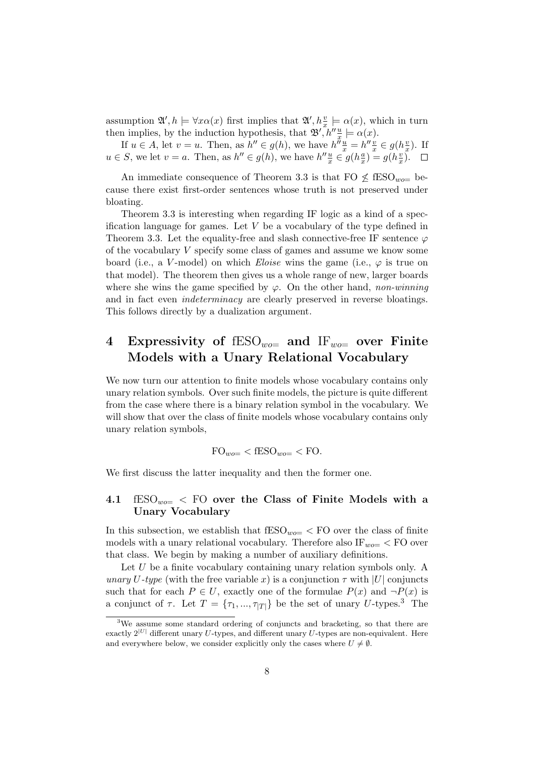assumption $\mathfrak{A}', h \models \forall x \alpha(x)$ first implies that $\mathfrak{A}', h\frac{v}{x} \models \alpha(x)$, which in turn then implies, by the induction hypothesis, that $\mathfrak{B}', h''\frac{u}{x} \models \alpha(x)$.

If $u \in A$, let $v = u$. Then, as $h'' \in g(h)$, we have $h''\frac{u}{x} = h''\frac{v}{x} \in g(h\frac{v}{x})$. If $u \in S$, we let $v = a$. Then, as $h'' \in g(h)$, we have $h''\frac{u}{x} \in g(h\frac{a}{x}) = g(h\frac{v}{x})$. $\square$

An immediate consequence of Theorem 3.3 is that FO $\not\leq$ fESO$_{wo=}$ because there exist first-order sentences whose truth is not preserved under bloating.

Theorem 3.3 is interesting when regarding IF logic as a kind of a specification language for games. Let $V$ be a vocabulary of the type defined in Theorem 3.3. Let the equality-free and slash connective-free IF sentence $\varphi$ of the vocabulary $V$ specify some class of games and assume we know some board (i.e., a $V$-model) on which *Eloise* wins the game (i.e., $\varphi$ is true on that model). The theorem then gives us a whole range of new, larger boards where she wins the game specified by $\varphi$. On the other hand, *non-winning* and in fact even *indeterminacy* are clearly preserved in reverse bloatings. This follows directly by a dualization argument.

# 4 Expressivity of fESO$_{wo=}$ and IF$_{wo=}$ over Finite Models with a Unary Relational Vocabulary

We now turn our attention to finite models whose vocabulary contains only unary relation symbols. Over such finite models, the picture is quite different from the case where there is a binary relation symbol in the vocabulary. We will show that over the class of finite models whose vocabulary contains only unary relation symbols,

$$\mathrm{FO}_{wo=} < \mathrm{fESO}_{wo=} < \mathrm{FO}.$$

We first discuss the latter inequality and then the former one.

## 4.1 fESO$_{wo=}$ < FO over the Class of Finite Models with a Unary Vocabulary

In this subsection, we establish that fESO$_{wo=}$ < FO over the class of finite models with a unary relational vocabulary. Therefore also IF$_{wo=}$ < FO over that class. We begin by making a number of auxiliary definitions.

Let $U$ be a finite vocabulary containing unary relation symbols only. A *unary $U$-type* (with the free variable $x$) is a conjunction $\tau$ with $|U|$ conjuncts such that for each $P \in U$, exactly one of the formulae $P(x)$ and $\neg P(x)$ is a conjunct of $\tau$. Let $T = \{\tau_1, ..., \tau_{|T|}\}$ be the set of unary $U$-types.[3] The

[3] We assume some standard ordering of conjuncts and bracketing, so that there are exactly $2^{|U|}$ different unary $U$-types, and different unary $U$-types are non-equivalent. Here and everywhere below, we consider explicitly only the cases where $U \neq \emptyset$.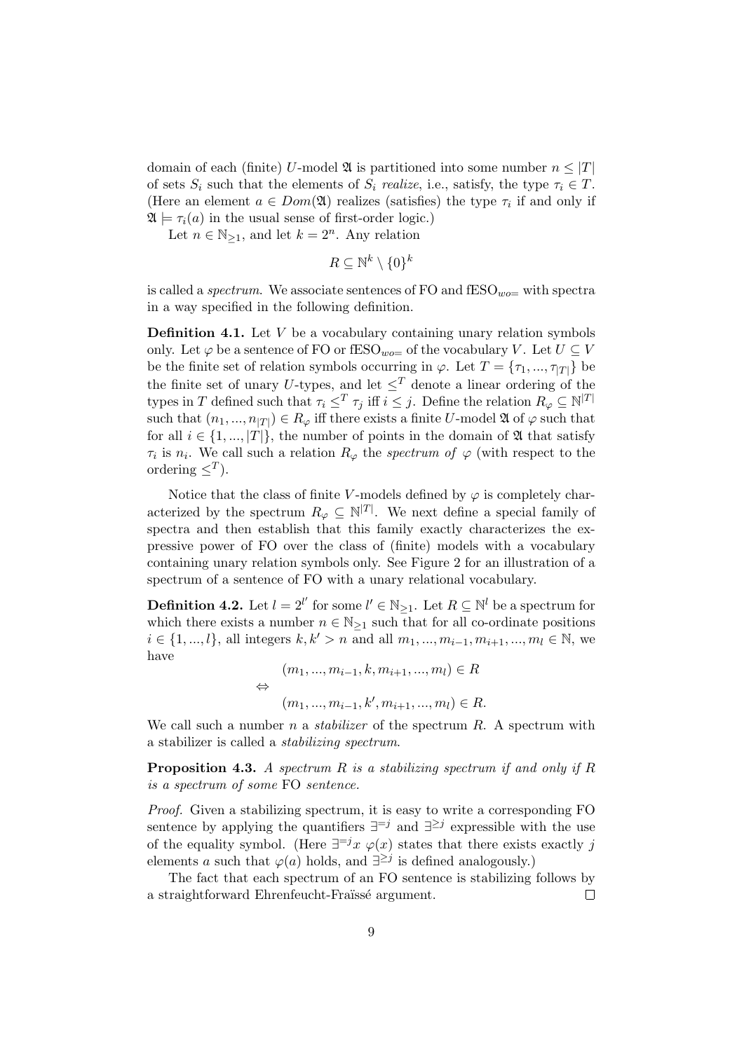domain of each (finite) $U$-model $\mathfrak{A}$ is partitioned into some number $n \leq |T|$ of sets $S_i$ such that the elements of $S_i$ *realize*, i.e., satisfy, the type $\tau_i \in T$. (Here an element $a \in Dom(\mathfrak{A})$ realizes (satisfies) the type $\tau_i$ if and only if $\mathfrak{A} \models \tau_i(a)$ in the usual sense of first-order logic.)

Let $n \in \mathbb{N}_{\geq 1}$, and let $k = 2^n$. Any relation

$$R \subseteq \mathbb{N}^k \setminus \{0\}^k$$

is called a *spectrum*. We associate sentences of FO and $\mathrm{fESO}_{wo=}$ with spectra in a way specified in the following definition.

**Definition 4.1.** Let $V$ be a vocabulary containing unary relation symbols only. Let $\varphi$ be a sentence of FO or $\mathrm{fESO}_{wo=}$ of the vocabulary $V$. Let $U \subseteq V$ be the finite set of relation symbols occurring in $\varphi$. Let $T = \{\tau_1, ..., \tau_{|T|}\}$ be the finite set of unary $U$-types, and let $\leq^T$ denote a linear ordering of the types in $T$ defined such that $\tau_i \leq^T \tau_j$ iff $i \leq j$. Define the relation $R_\varphi \subseteq \mathbb{N}^{|T|}$ such that $(n_1, ..., n_{|T|}) \in R_\varphi$ iff there exists a finite $U$-model $\mathfrak{A}$ of $\varphi$ such that for all $i \in \{1, ..., |T|\}$, the number of points in the domain of $\mathfrak{A}$ that satisfy $\tau_i$ is $n_i$. We call such a relation $R_\varphi$ the *spectrum of* $\varphi$ (with respect to the ordering $\leq^T$).

Notice that the class of finite $V$-models defined by $\varphi$ is completely characterized by the spectrum $R_\varphi \subseteq \mathbb{N}^{|T|}$. We next define a special family of spectra and then establish that this family exactly characterizes the expressive power of FO over the class of (finite) models with a vocabulary containing unary relation symbols only. See Figure 2 for an illustration of a spectrum of a sentence of FO with a unary relational vocabulary.

**Definition 4.2.** Let $l = 2^{l'}$ for some $l' \in \mathbb{N}_{\geq 1}$. Let $R \subseteq \mathbb{N}^l$ be a spectrum for which there exists a number $n \in \mathbb{N}_{\geq 1}$ such that for all co-ordinate positions $i \in \{1, ..., l\}$, all integers $k, k' > n$ and all $m_1, ..., m_{i-1}, m_{i+1}, ..., m_l \in \mathbb{N}$, we have

$$\begin{aligned} &(m_1, ..., m_{i-1}, k, m_{i+1}, ..., m_l) \in R \\ \Leftrightarrow \quad & \\ &(m_1, ..., m_{i-1}, k', m_{i+1}, ..., m_l) \in R. \end{aligned}$$

We call such a number $n$ a *stabilizer* of the spectrum $R$. A spectrum with a stabilizer is called a *stabilizing spectrum*.

**Proposition 4.3.** *A spectrum $R$ is a stabilizing spectrum if and only if $R$ is a spectrum of some* FO *sentence.*

*Proof.* Given a stabilizing spectrum, it is easy to write a corresponding FO sentence by applying the quantifiers $\exists^{=j}$ and $\exists^{\geq j}$ expressible with the use of the equality symbol. (Here $\exists^{=j} x\ \varphi(x)$ states that there exists exactly $j$ elements $a$ such that $\varphi(a)$ holds, and $\exists^{\geq j}$ is defined analogously.)

The fact that each spectrum of an FO sentence is stabilizing follows by a straightforward Ehrenfeucht-Fraïssé argument. □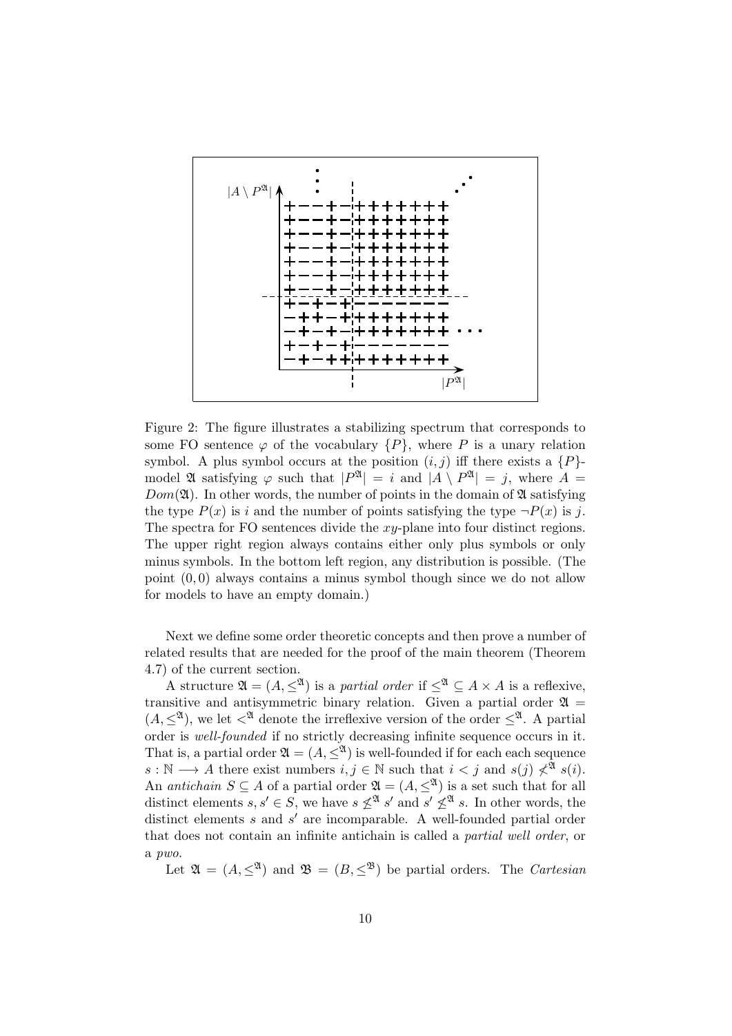Figure 2: The figure illustrates a stabilizing spectrum that corresponds to some FO sentence $\varphi$ of the vocabulary $\{P\}$, where $P$ is a unary relation symbol. A plus symbol occurs at the position $(i, j)$ iff there exists a $\{P\}$-model $\mathfrak{A}$ satisfying $\varphi$ such that $|P^{\mathfrak{A}}| = i$ and $|A \setminus P^{\mathfrak{A}}| = j$, where $A = Dom(\mathfrak{A})$. In other words, the number of points in the domain of $\mathfrak{A}$ satisfying the type $P(x)$ is $i$ and the number of points satisfying the type $\neg P(x)$ is $j$. The spectra for FO sentences divide the $xy$-plane into four distinct regions. The upper right region always contains either only plus symbols or only minus symbols. In the bottom left region, any distribution is possible. (The point $(0, 0)$ always contains a minus symbol though since we do not allow for models to have an empty domain.)

Next we define some order theoretic concepts and then prove a number of related results that are needed for the proof of the main theorem (Theorem 4.7) of the current section.

A structure $\mathfrak{A} = (A, \leq^{\mathfrak{A}})$ is a *partial order* if $\leq^{\mathfrak{A}} \subseteq A \times A$ is a reflexive, transitive and antisymmetric binary relation. Given a partial order $\mathfrak{A} = (A, \leq^{\mathfrak{A}})$, we let $<^{\mathfrak{A}}$ denote the irreflexive version of the order $\leq^{\mathfrak{A}}$. A partial order is *well-founded* if no strictly decreasing infinite sequence occurs in it. That is, a partial order $\mathfrak{A} = (A, \leq^{\mathfrak{A}})$ is well-founded if for each each sequence $s : \mathbb{N} \longrightarrow A$ there exist numbers $i, j \in \mathbb{N}$ such that $i < j$ and $s(j) \not<^{\mathfrak{A}} s(i)$. An *antichain* $S \subseteq A$ of a partial order $\mathfrak{A} = (A, \leq^{\mathfrak{A}})$ is a set such that for all distinct elements $s, s' \in S$, we have $s \not\leq^{\mathfrak{A}} s'$ and $s' \not\leq^{\mathfrak{A}} s$. In other words, the distinct elements $s$ and $s'$ are incomparable. A well-founded partial order that does not contain an infinite antichain is called a *partial well order*, or a *pwo*.

Let $\mathfrak{A} = (A, \leq^{\mathfrak{A}})$ and $\mathfrak{B} = (B, \leq^{\mathfrak{B}})$ be partial orders. The *Cartesian*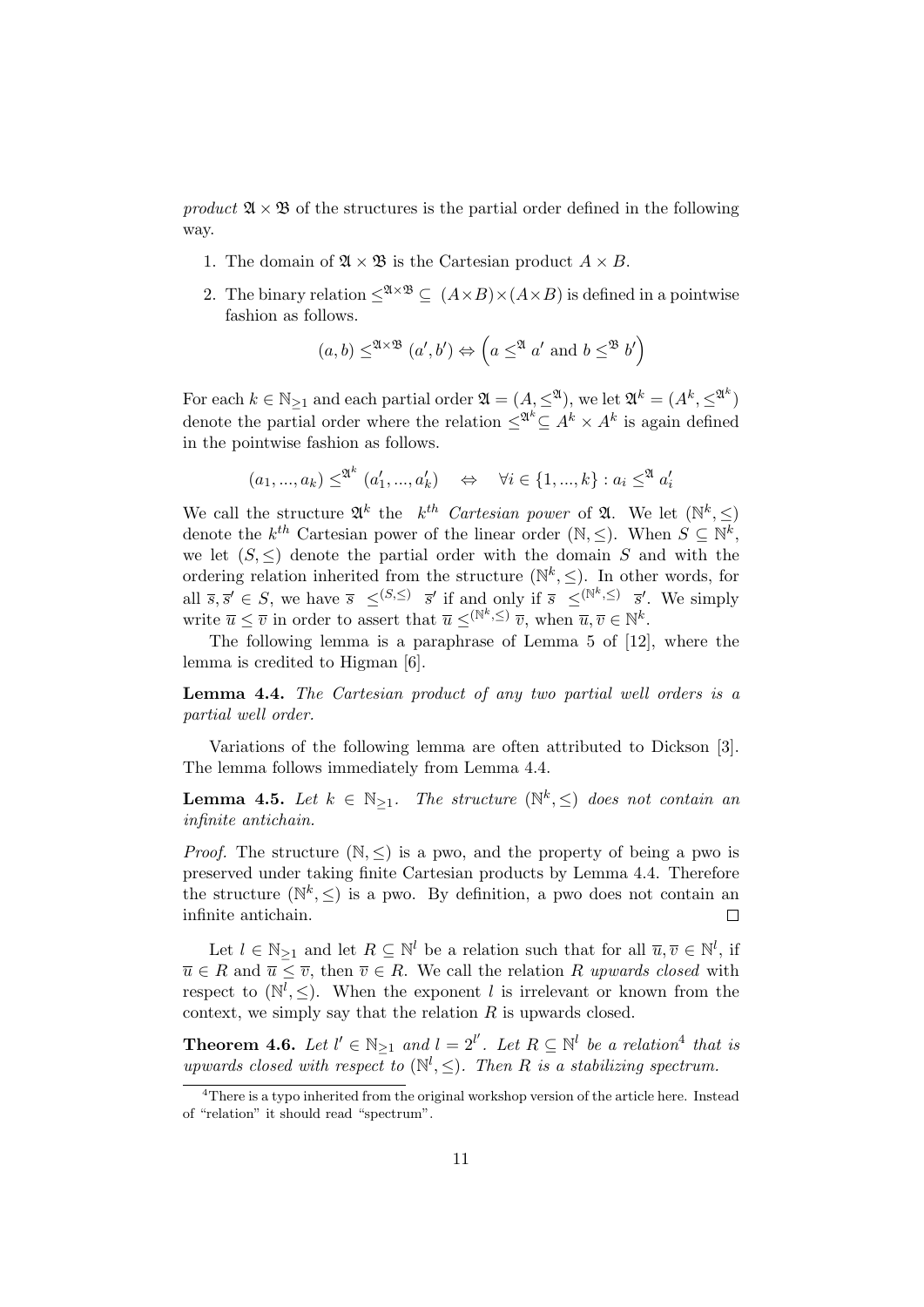*product* $\mathfrak{A} \times \mathfrak{B}$ of the structures is the partial order defined in the following way.

1. The domain of $\mathfrak{A} \times \mathfrak{B}$ is the Cartesian product $A \times B$.
2. The binary relation $\leq^{\mathfrak{A}\times\mathfrak{B}} \subseteq (A\times B)\times(A\times B)$ is defined in a pointwise fashion as follows.

$$(a,b) \leq^{\mathfrak{A}\times\mathfrak{B}} (a',b') \Leftrightarrow \Big(a \leq^{\mathfrak{A}} a' \text{ and } b \leq^{\mathfrak{B}} b'\Big)$$

For each $k \in \mathbb{N}_{\geq 1}$ and each partial order $\mathfrak{A} = (A, \leq^{\mathfrak{A}})$, we let $\mathfrak{A}^k = (A^k, \leq^{\mathfrak{A}^k})$ denote the partial order where the relation $\leq^{\mathfrak{A}^k} \subseteq A^k \times A^k$ is again defined in the pointwise fashion as follows.

$$(a_1,...,a_k) \leq^{\mathfrak{A}^k} (a_1',...,a_k') \quad \Leftrightarrow \quad \forall i \in \{1,...,k\} : a_i \leq^{\mathfrak{A}} a_i'$$

We call the structure $\mathfrak{A}^k$ the $k^{th}$ *Cartesian power* of $\mathfrak{A}$. We let $(\mathbb{N}^k, \leq)$ denote the $k^{th}$ Cartesian power of the linear order $(\mathbb{N}, \leq)$. When $S \subseteq \mathbb{N}^k$, we let $(S, \leq)$ denote the partial order with the domain $S$ and with the ordering relation inherited from the structure $(\mathbb{N}^k, \leq)$. In other words, for all $\overline{s}, \overline{s}' \in S$, we have $\overline{s} \leq^{(S,\leq)} \overline{s}'$ if and only if $\overline{s} \leq^{(\mathbb{N}^k,\leq)} \overline{s}'$. We simply write $\overline{u} \leq \overline{v}$ in order to assert that $\overline{u} \leq^{(\mathbb{N}^k,\leq)} \overline{v}$, when $\overline{u}, \overline{v} \in \mathbb{N}^k$.

The following lemma is a paraphrase of Lemma 5 of [12], where the lemma is credited to Higman [6].

**Lemma 4.4.** *The Cartesian product of any two partial well orders is a partial well order.*

Variations of the following lemma are often attributed to Dickson [3]. The lemma follows immediately from Lemma 4.4.

**Lemma 4.5.** *Let $k \in \mathbb{N}_{\geq 1}$. The structure $(\mathbb{N}^k, \leq)$ does not contain an infinite antichain.*

*Proof.* The structure $(\mathbb{N}, \leq)$ is a pwo, and the property of being a pwo is preserved under taking finite Cartesian products by Lemma 4.4. Therefore the structure $(\mathbb{N}^k, \leq)$ is a pwo. By definition, a pwo does not contain an infinite antichain. □

Let $l \in \mathbb{N}_{\geq 1}$ and let $R \subseteq \mathbb{N}^l$ be a relation such that for all $\overline{u}, \overline{v} \in \mathbb{N}^l$, if $\overline{u} \in R$ and $\overline{u} \leq \overline{v}$, then $\overline{v} \in R$. We call the relation $R$ *upwards closed* with respect to $(\mathbb{N}^l, \leq)$. When the exponent $l$ is irrelevant or known from the context, we simply say that the relation $R$ is upwards closed.

**Theorem 4.6.** *Let $l' \in \mathbb{N}_{\geq 1}$ and $l = 2^{l'}$. Let $R \subseteq \mathbb{N}^l$ be a relation*[4] *that is upwards closed with respect to $(\mathbb{N}^l, \leq)$. Then $R$ is a stabilizing spectrum.*

[4] There is a typo inherited from the original workshop version of the article here. Instead of "relation" it should read "spectrum".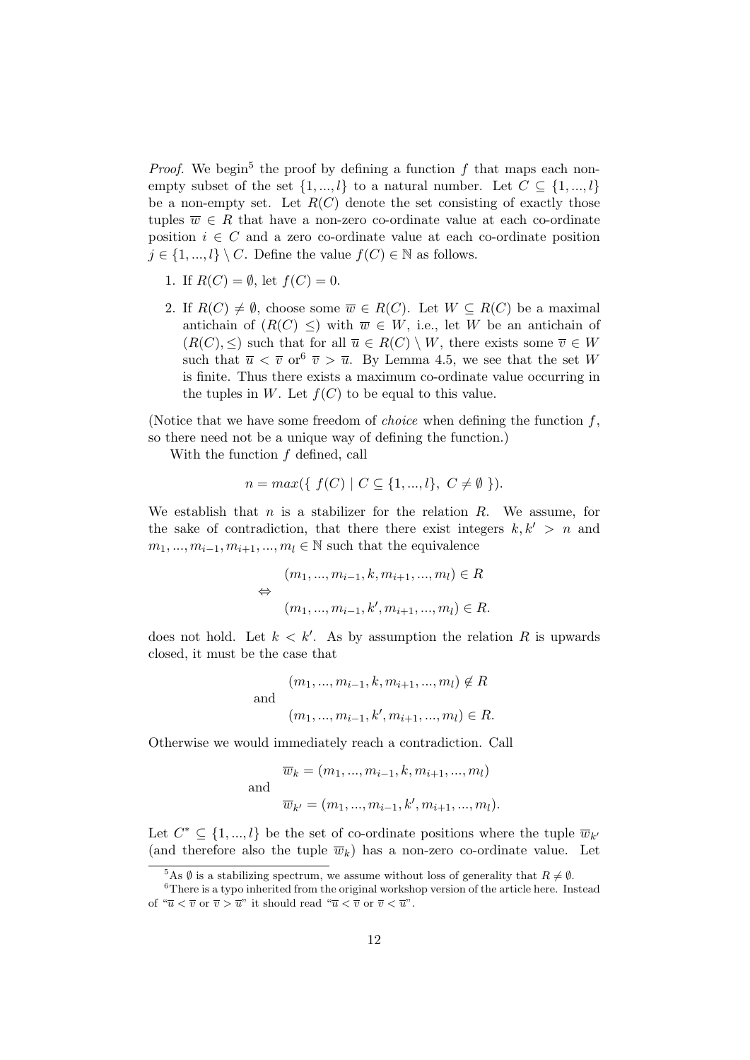*Proof.* We begin[5] the proof by defining a function $f$ that maps each non-empty subset of the set $\{1, ..., l\}$ to a natural number. Let $C \subseteq \{1, ..., l\}$ be a non-empty set. Let $R(C)$ denote the set consisting of exactly those tuples $\overline{w} \in R$ that have a non-zero co-ordinate value at each co-ordinate position $i \in C$ and a zero co-ordinate value at each co-ordinate position $j \in \{1, ..., l\} \setminus C$. Define the value $f(C) \in \mathbb{N}$ as follows.

1. If $R(C) = \emptyset$, let $f(C) = 0$.
2. If $R(C) \neq \emptyset$, choose some $\overline{w} \in R(C)$. Let $W \subseteq R(C)$ be a maximal antichain of $(R(C) \leq)$ with $\overline{w} \in W$, i.e., let $W$ be an antichain of $(R(C), \leq)$ such that for all $\overline{u} \in R(C) \setminus W$, there exists some $\overline{v} \in W$ such that $\overline{u} < \overline{v}$ or[6] $\overline{v} > \overline{u}$. By Lemma 4.5, we see that the set $W$ is finite. Thus there exists a maximum co-ordinate value occurring in the tuples in $W$. Let $f(C)$ to be equal to this value.

(Notice that we have some freedom of *choice* when defining the function $f$, so there need not be a unique way of defining the function.)

With the function $f$ defined, call

$$n = max(\{\ f(C) \mid C \subseteq \{1, ..., l\},\ C \neq \emptyset\ \}).$$

We establish that $n$ is a stabilizer for the relation $R$. We assume, for the sake of contradiction, that there there exist integers $k, k' > n$ and $m_1, ..., m_{i-1}, m_{i+1}, ..., m_l \in \mathbb{N}$ such that the equivalence

$$\begin{aligned} & (m_1, ..., m_{i-1}, k, m_{i+1}, ..., m_l) \in R \\ \Leftrightarrow & \\ & (m_1, ..., m_{i-1}, k', m_{i+1}, ..., m_l) \in R. \end{aligned}$$

does not hold. Let $k < k'$. As by assumption the relation $R$ is upwards closed, it must be the case that

$$\begin{aligned} & (m_1, ..., m_{i-1}, k, m_{i+1}, ..., m_l) \notin R \\ \text{and} & \\ & (m_1, ..., m_{i-1}, k', m_{i+1}, ..., m_l) \in R. \end{aligned}$$

Otherwise we would immediately reach a contradiction. Call

$$\begin{aligned} & \overline{w}_k = (m_1, ..., m_{i-1}, k, m_{i+1}, ..., m_l) \\ \text{and} & \\ & \overline{w}_{k'} = (m_1, ..., m_{i-1}, k', m_{i+1}, ..., m_l). \end{aligned}$$

Let $C^* \subseteq \{1, ..., l\}$ be the set of co-ordinate positions where the tuple $\overline{w}_{k'}$ (and therefore also the tuple $\overline{w}_k$) has a non-zero co-ordinate value. Let

[5] As $\emptyset$ is a stabilizing spectrum, we assume without loss of generality that $R \neq \emptyset$.

[6] There is a typo inherited from the original workshop version of the article here. Instead of "$\overline{u} < \overline{v}$ or $\overline{v} > \overline{u}$" it should read "$\overline{u} < \overline{v}$ or $\overline{v} < \overline{u}$".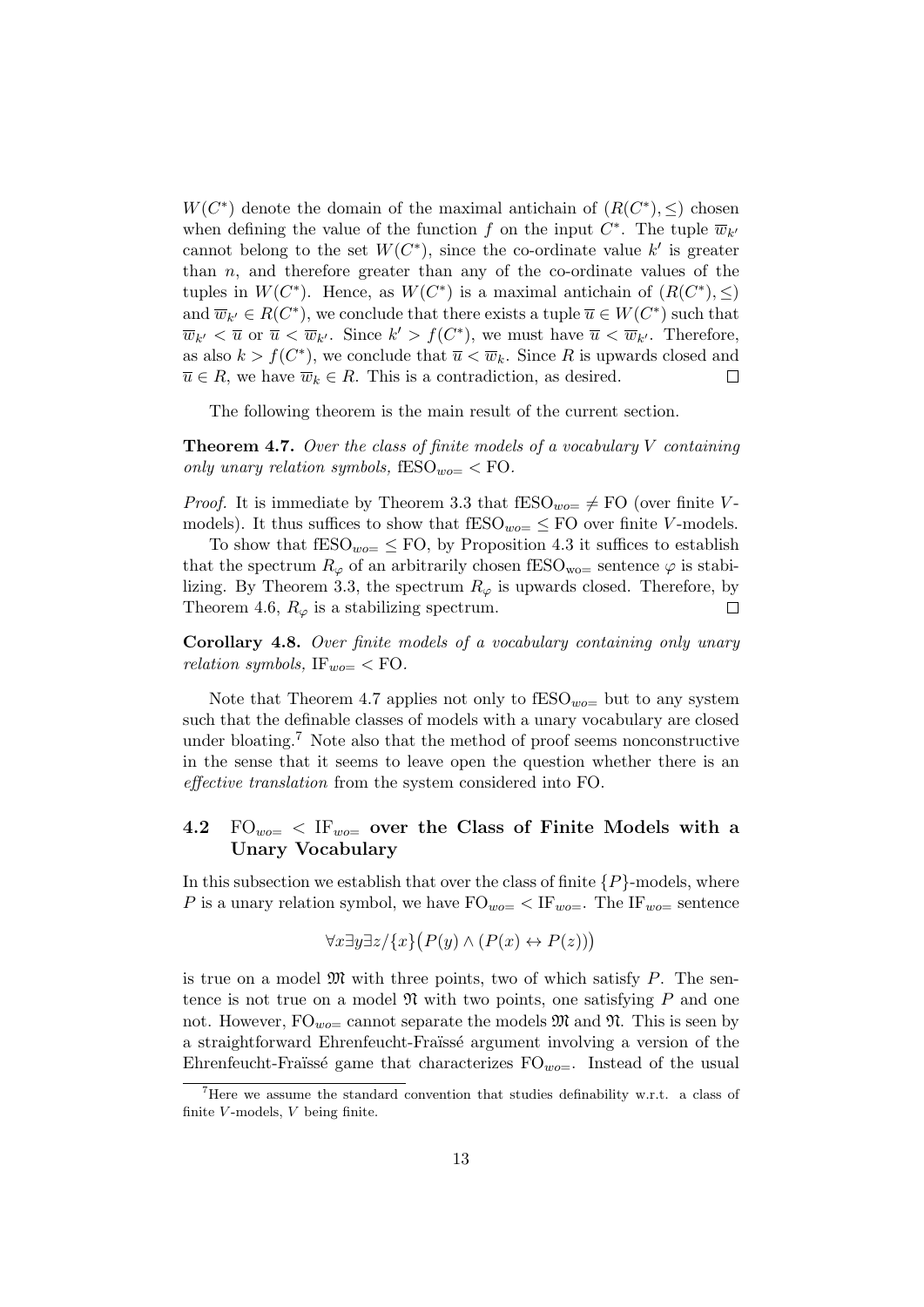$W(C^*)$ denote the domain of the maximal antichain of $(R(C^*), \leq)$ chosen when defining the value of the function $f$ on the input $C^*$. The tuple $\overline{w}_{k'}$ cannot belong to the set $W(C^*)$, since the co-ordinate value $k'$ is greater than $n$, and therefore greater than any of the co-ordinate values of the tuples in $W(C^*)$. Hence, as $W(C^*)$ is a maximal antichain of $(R(C^*), \leq)$ and $\overline{w}_{k'} \in R(C^*)$, we conclude that there exists a tuple $\overline{u} \in W(C^*)$ such that $\overline{w}_{k'} < \overline{u}$ or $\overline{u} < \overline{w}_{k'}$. Since $k' > f(C^*)$, we must have $\overline{u} < \overline{w}_{k'}$. Therefore, as also $k > f(C^*)$, we conclude that $\overline{u} < \overline{w}_k$. Since $R$ is upwards closed and $\overline{u} \in R$, we have $\overline{w}_k \in R$. This is a contradiction, as desired. □

The following theorem is the main result of the current section.

**Theorem 4.7.** *Over the class of finite models of a vocabulary $V$ containing only unary relation symbols,* $\mathrm{fESO}_{wo=} < \mathrm{FO}$.

*Proof.* It is immediate by Theorem 3.3 that $\mathrm{fESO}_{wo=} \neq \mathrm{FO}$ (over finite $V$-models). It thus suffices to show that $\mathrm{fESO}_{wo=} \leq \mathrm{FO}$ over finite $V$-models.

To show that $\mathrm{fESO}_{wo=} \leq \mathrm{FO}$, by Proposition 4.3 it suffices to establish that the spectrum $R_\varphi$ of an arbitrarily chosen $\mathrm{fESO}_{\mathrm{wo=}}$ sentence $\varphi$ is stabilizing. By Theorem 3.3, the spectrum $R_\varphi$ is upwards closed. Therefore, by Theorem 4.6, $R_\varphi$ is a stabilizing spectrum. □

**Corollary 4.8.** *Over finite models of a vocabulary containing only unary relation symbols,* $\mathrm{IF}_{wo=} < \mathrm{FO}$.

Note that Theorem 4.7 applies not only to $\mathrm{fESO}_{wo=}$ but to any system such that the definable classes of models with a unary vocabulary are closed under bloating.[7] Note also that the method of proof seems nonconstructive in the sense that it seems to leave open the question whether there is an *effective translation* from the system considered into FO.

## 4.2 $\mathrm{FO}_{wo=} < \mathrm{IF}_{wo=}$ over the Class of Finite Models with a Unary Vocabulary

In this subsection we establish that over the class of finite $\{P\}$-models, where $P$ is a unary relation symbol, we have $\mathrm{FO}_{wo=} < \mathrm{IF}_{wo=}$. The $\mathrm{IF}_{wo=}$ sentence

$$\forall x \exists y \exists z/\{x\}\big(P(y) \wedge (P(x) \leftrightarrow P(z))\big)$$

is true on a model $\mathfrak{M}$ with three points, two of which satisfy $P$. The sentence is not true on a model $\mathfrak{N}$ with two points, one satisfying $P$ and one not. However, $\mathrm{FO}_{wo=}$ cannot separate the models $\mathfrak{M}$ and $\mathfrak{N}$. This is seen by a straightforward Ehrenfeucht-Fraïssé argument involving a version of the Ehrenfeucht-Fraïssé game that characterizes $\mathrm{FO}_{wo=}$. Instead of the usual

[7] Here we assume the standard convention that studies definability w.r.t. a class of finite $V$-models, $V$ being finite.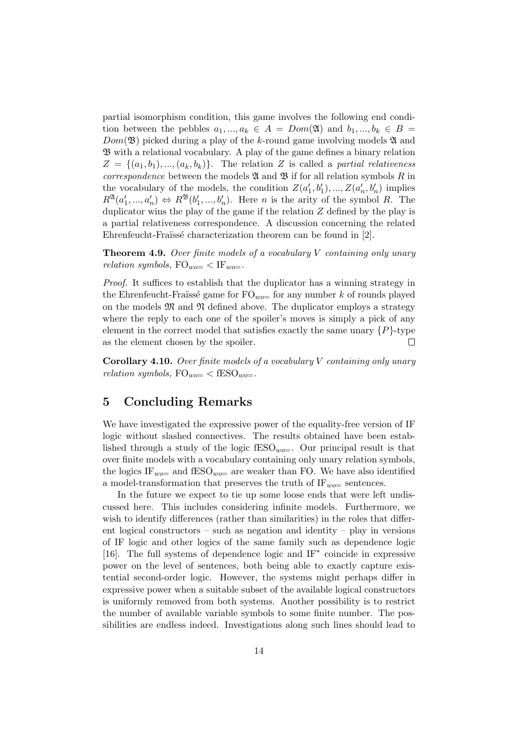partial isomorphism condition, this game involves the following end condition between the pebbles $a_1, ..., a_k \in A = Dom(\mathfrak{A})$ and $b_1, ..., b_k \in B = Dom(\mathfrak{B})$ picked during a play of the $k$-round game involving models $\mathfrak{A}$ and $\mathfrak{B}$ with a relational vocabulary. A play of the game defines a binary relation $Z = \{(a_1, b_1), ..., (a_k, b_k)\}$. The relation $Z$ is called a *partial relativeness correspondence* between the models $\mathfrak{A}$ and $\mathfrak{B}$ if for all relation symbols $R$ in the vocabulary of the models, the condition $Z(a'_1, b'_1), ..., Z(a'_n, b'_n)$ implies $R^{\mathfrak{A}}(a'_1, ..., a'_n) \Leftrightarrow R^{\mathfrak{B}}(b'_1, ..., b'_n)$. Here $n$ is the arity of the symbol $R$. The duplicator wins the play of the game if the relation $Z$ defined by the play is a partial relativeness correspondence. A discussion concerning the related Ehrenfeucht-Fraïssé characterization theorem can be found in [2].

**Theorem 4.9.** *Over finite models of a vocabulary $V$ containing only unary relation symbols,* $\mathrm{FO}_{wo=} < \mathrm{IF}_{wo=}$.

*Proof.* It suffices to establish that the duplicator has a winning strategy in the Ehrenfeucht-Fraïssé game for $\mathrm{FO}_{wo=}$ for any number $k$ of rounds played on the models $\mathfrak{M}$ and $\mathfrak{N}$ defined above. The duplicator employs a strategy where the reply to each one of the spoiler's moves is simply a pick of any element in the correct model that satisfies exactly the same unary $\{P\}$-type as the element chosen by the spoiler. ☐

**Corollary 4.10.** *Over finite models of a vocabulary $V$ containing only unary relation symbols,* $\mathrm{FO}_{wo=} < \mathrm{fESO}_{wo=}$.

## 5 Concluding Remarks

We have investigated the expressive power of the equality-free version of IF logic without slashed connectives. The results obtained have been established through a study of the logic $\mathrm{fESO}_{wo=}$. Our principal result is that over finite models with a vocabulary containing only unary relation symbols, the logics $\mathrm{IF}_{wo=}$ and $\mathrm{fESO}_{wo=}$ are weaker than FO. We have also identified a model-transformation that preserves the truth of $\mathrm{IF}_{wo=}$ sentences.

In the future we expect to tie up some loose ends that were left undiscussed here. This includes considering infinite models. Furthermore, we wish to identify differences (rather than similarities) in the roles that different logical constructors – such as negation and identity – play in versions of IF logic and other logics of the same family such as dependence logic [16]. The full systems of dependence logic and $\mathrm{IF}^*$ coincide in expressive power on the level of sentences, both being able to exactly capture existential second-order logic. However, the systems might perhaps differ in expressive power when a suitable subset of the available logical constructors is uniformly removed from both systems. Another possibility is to restrict the number of available variable symbols to some finite number. The possibilities are endless indeed. Investigations along such lines should lead to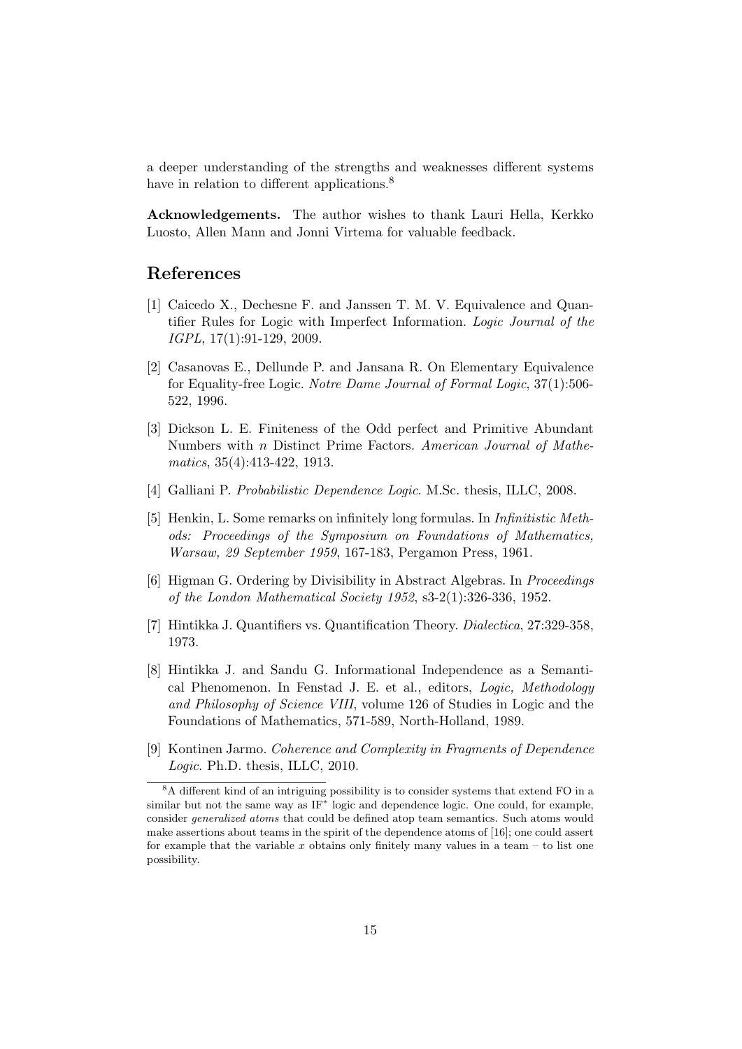a deeper understanding of the strengths and weaknesses different systems have in relation to different applications.[8]

**Acknowledgements.** The author wishes to thank Lauri Hella, Kerkko Luosto, Allen Mann and Jonni Virtema for valuable feedback.

## References

[1] Caicedo X., Dechesne F. and Janssen T. M. V. Equivalence and Quantifier Rules for Logic with Imperfect Information. *Logic Journal of the IGPL*, 17(1):91-129, 2009.

[2] Casanovas E., Dellunde P. and Jansana R. On Elementary Equivalence for Equality-free Logic. *Notre Dame Journal of Formal Logic*, 37(1):506-522, 1996.

[3] Dickson L. E. Finiteness of the Odd perfect and Primitive Abundant Numbers with $n$ Distinct Prime Factors. *American Journal of Mathematics*, 35(4):413-422, 1913.

[4] Galliani P. *Probabilistic Dependence Logic*. M.Sc. thesis, ILLC, 2008.

[5] Henkin, L. Some remarks on infinitely long formulas. In *Infinitistic Methods: Proceedings of the Symposium on Foundations of Mathematics, Warsaw, 29 September 1959*, 167-183, Pergamon Press, 1961.

[6] Higman G. Ordering by Divisibility in Abstract Algebras. In *Proceedings of the London Mathematical Society 1952*, s3-2(1):326-336, 1952.

[7] Hintikka J. Quantifiers vs. Quantification Theory. *Dialectica*, 27:329-358, 1973.

[8] Hintikka J. and Sandu G. Informational Independence as a Semantical Phenomenon. In Fenstad J. E. et al., editors, *Logic, Methodology and Philosophy of Science VIII*, volume 126 of Studies in Logic and the Foundations of Mathematics, 571-589, North-Holland, 1989.

[9] Kontinen Jarmo. *Coherence and Complexity in Fragments of Dependence Logic*. Ph.D. thesis, ILLC, 2010.

---

[8] A different kind of an intriguing possibility is to consider systems that extend FO in a similar but not the same way as IF$^*$ logic and dependence logic. One could, for example, consider *generalized atoms* that could be defined atop team semantics. Such atoms would make assertions about teams in the spirit of the dependence atoms of [16]; one could assert for example that the variable $x$ obtains only finitely many values in a team – to list one possibility.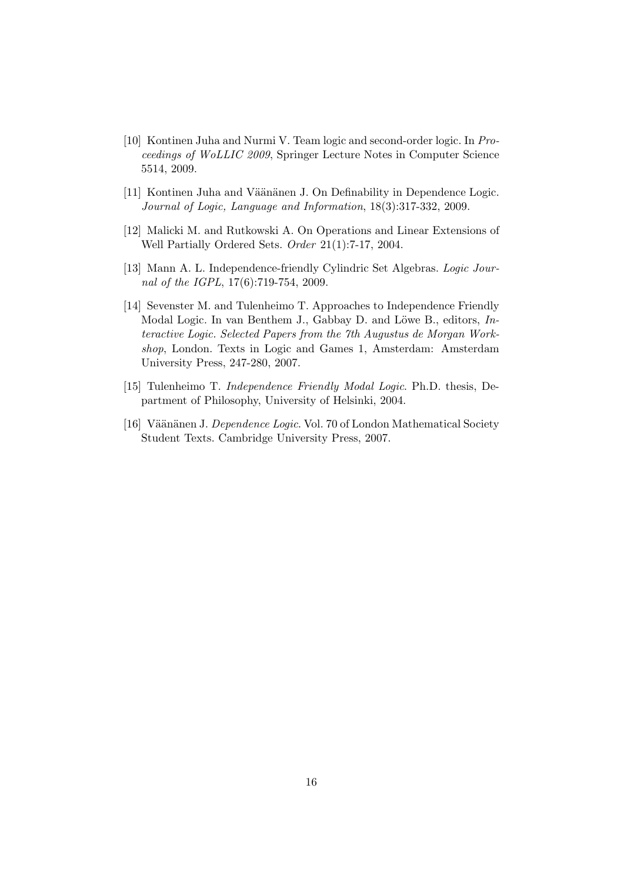[10] Kontinen Juha and Nurmi V. Team logic and second-order logic. In *Proceedings of WoLLIC 2009*, Springer Lecture Notes in Computer Science 5514, 2009.

[11] Kontinen Juha and Väänänen J. On Definability in Dependence Logic. *Journal of Logic, Language and Information*, 18(3):317-332, 2009.

[12] Malicki M. and Rutkowski A. On Operations and Linear Extensions of Well Partially Ordered Sets. *Order* 21(1):7-17, 2004.

[13] Mann A. L. Independence-friendly Cylindric Set Algebras. *Logic Journal of the IGPL*, 17(6):719-754, 2009.

[14] Sevenster M. and Tulenheimo T. Approaches to Independence Friendly Modal Logic. In van Benthem J., Gabbay D. and Löwe B., editors, *Interactive Logic. Selected Papers from the 7th Augustus de Morgan Workshop*, London. Texts in Logic and Games 1, Amsterdam: Amsterdam University Press, 247-280, 2007.

[15] Tulenheimo T. *Independence Friendly Modal Logic*. Ph.D. thesis, Department of Philosophy, University of Helsinki, 2004.

[16] Väänänen J. *Dependence Logic*. Vol. 70 of London Mathematical Society Student Texts. Cambridge University Press, 2007.